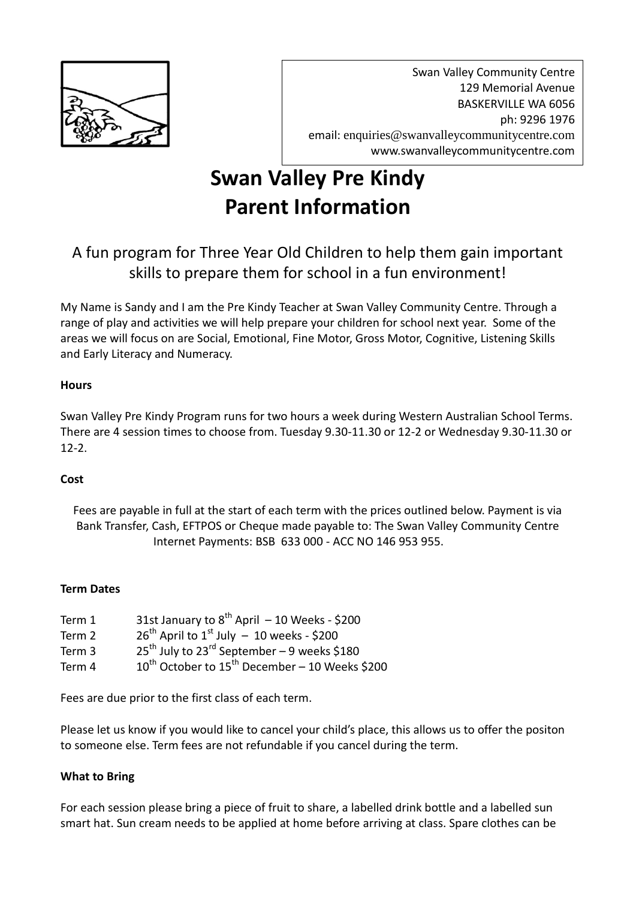Swan Valley Community Centre
129 Memorial Avenue
BASKERVILLE WA 6056
ph: 9296 1976
email: enquiries@swanvalleycommunitycentre.com
www.swanvalleycommunitycentre.com

# Swan Valley Pre Kindy
# Parent Information

## A fun program for Three Year Old Children to help them gain important skills to prepare them for school in a fun environment!

My Name is Sandy and I am the Pre Kindy Teacher at Swan Valley Community Centre. Through a range of play and activities we will help prepare your children for school next year. Some of the areas we will focus on are Social, Emotional, Fine Motor, Gross Motor, Cognitive, Listening Skills and Early Literacy and Numeracy.

**Hours**

Swan Valley Pre Kindy Program runs for two hours a week during Western Australian School Terms. There are 4 session times to choose from. Tuesday 9.30-11.30 or 12-2 or Wednesday 9.30-11.30 or 12-2.

**Cost**

Fees are payable in full at the start of each term with the prices outlined below. Payment is via Bank Transfer, Cash, EFTPOS or Cheque made payable to: The Swan Valley Community Centre Internet Payments: BSB 633 000 - ACC NO 146 953 955.

**Term Dates**

| | |
|---|---|
| Term 1 | 31st January to 8th April – 10 Weeks - $200 |
| Term 2 | 26th April to 1st July – 10 weeks - $200 |
| Term 3 | 25th July to 23rd September – 9 weeks $180 |
| Term 4 | 10th October to 15th December – 10 Weeks $200 |

Fees are due prior to the first class of each term.

Please let us know if you would like to cancel your child's place, this allows us to offer the positon to someone else. Term fees are not refundable if you cancel during the term.

**What to Bring**

For each session please bring a piece of fruit to share, a labelled drink bottle and a labelled sun smart hat. Sun cream needs to be applied at home before arriving at class. Spare clothes can be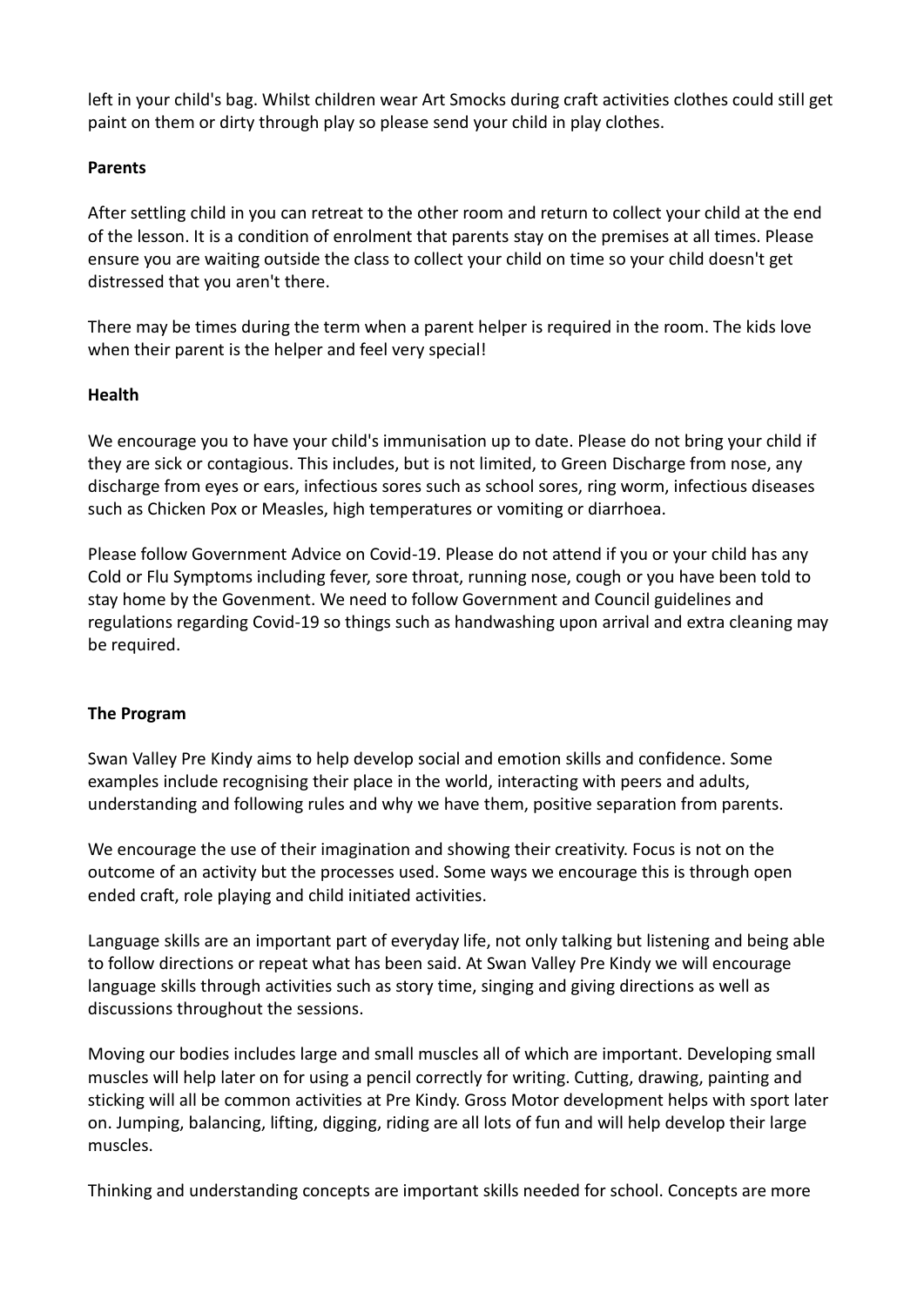left in your child's bag. Whilst children wear Art Smocks during craft activities clothes could still get paint on them or dirty through play so please send your child in play clothes.

**Parents**

After settling child in you can retreat to the other room and return to collect your child at the end of the lesson. It is a condition of enrolment that parents stay on the premises at all times. Please ensure you are waiting outside the class to collect your child on time so your child doesn't get distressed that you aren't there.

There may be times during the term when a parent helper is required in the room. The kids love when their parent is the helper and feel very special!

**Health**

We encourage you to have your child's immunisation up to date. Please do not bring your child if they are sick or contagious. This includes, but is not limited, to Green Discharge from nose, any discharge from eyes or ears, infectious sores such as school sores, ring worm, infectious diseases such as Chicken Pox or Measles, high temperatures or vomiting or diarrhoea.

Please follow Government Advice on Covid-19. Please do not attend if you or your child has any Cold or Flu Symptoms including fever, sore throat, running nose, cough or you have been told to stay home by the Govenment. We need to follow Government and Council guidelines and regulations regarding Covid-19 so things such as handwashing upon arrival and extra cleaning may be required.

**The Program**

Swan Valley Pre Kindy aims to help develop social and emotion skills and confidence. Some examples include recognising their place in the world, interacting with peers and adults, understanding and following rules and why we have them, positive separation from parents.

We encourage the use of their imagination and showing their creativity. Focus is not on the outcome of an activity but the processes used. Some ways we encourage this is through open ended craft, role playing and child initiated activities.

Language skills are an important part of everyday life, not only talking but listening and being able to follow directions or repeat what has been said. At Swan Valley Pre Kindy we will encourage language skills through activities such as story time, singing and giving directions as well as discussions throughout the sessions.

Moving our bodies includes large and small muscles all of which are important. Developing small muscles will help later on for using a pencil correctly for writing. Cutting, drawing, painting and sticking will all be common activities at Pre Kindy. Gross Motor development helps with sport later on. Jumping, balancing, lifting, digging, riding are all lots of fun and will help develop their large muscles.

Thinking and understanding concepts are important skills needed for school. Concepts are more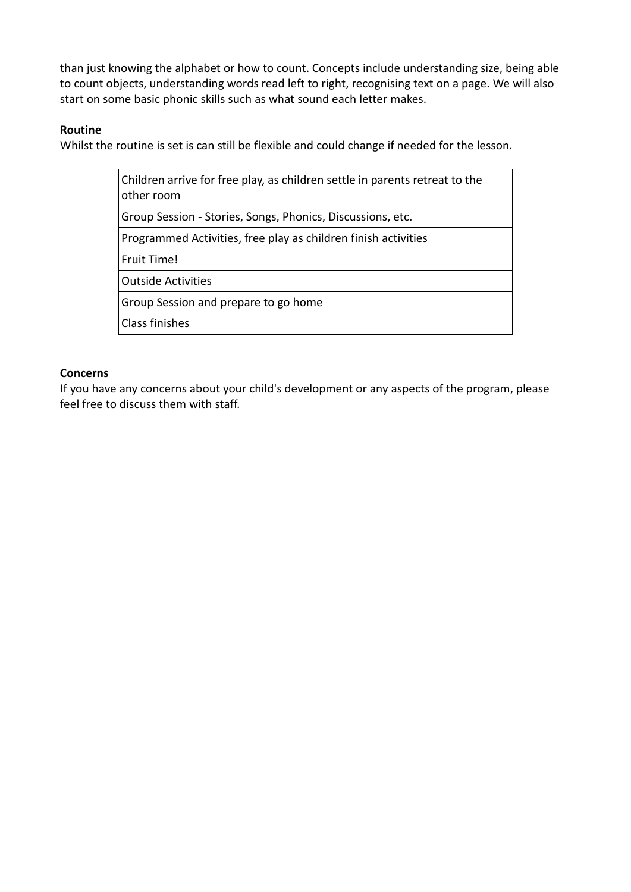than just knowing the alphabet or how to count. Concepts include understanding size, being able to count objects, understanding words read left to right, recognising text on a page. We will also start on some basic phonic skills such as what sound each letter makes.

**Routine**

Whilst the routine is set is can still be flexible and could change if needed for the lesson.

| |
|---|
| Children arrive for free play, as children settle in parents retreat to the other room |
| Group Session - Stories, Songs, Phonics, Discussions, etc. |
| Programmed Activities, free play as children finish activities |
| Fruit Time! |
| Outside Activities |
| Group Session and prepare to go home |
| Class finishes |

**Concerns**

If you have any concerns about your child's development or any aspects of the program, please feel free to discuss them with staff.